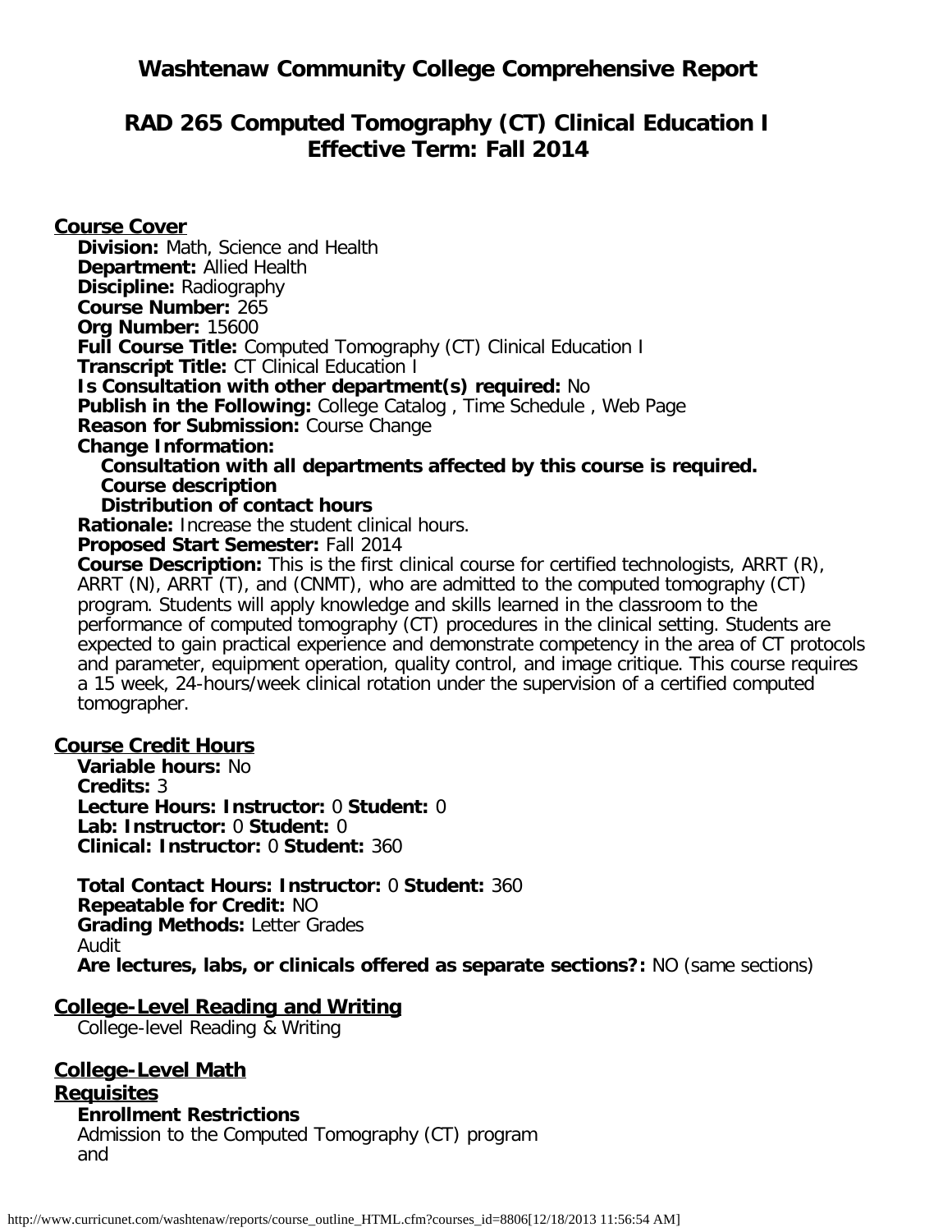# Washtenaw Community College Comprehensive Report

## RAD 265 Computed Tomography (CT) Clinical Education I
## Effective Term: Fall 2014

### Course Cover

**Division:** Math, Science and Health
**Department:** Allied Health
**Discipline:** Radiography
**Course Number:** 265
**Org Number:** 15600
**Full Course Title:** Computed Tomography (CT) Clinical Education I
**Transcript Title:** CT Clinical Education I
**Is Consultation with other department(s) required:** No
**Publish in the Following:** College Catalog , Time Schedule , Web Page
**Reason for Submission:** Course Change
**Change Information:**

**Consultation with all departments affected by this course is required.**
**Course description**
**Distribution of contact hours**

**Rationale:** Increase the student clinical hours.
**Proposed Start Semester:** Fall 2014
**Course Description:** This is the first clinical course for certified technologists, ARRT (R), ARRT (N), ARRT (T), and (CNMT), who are admitted to the computed tomography (CT) program. Students will apply knowledge and skills learned in the classroom to the performance of computed tomography (CT) procedures in the clinical setting. Students are expected to gain practical experience and demonstrate competency in the area of CT protocols and parameter, equipment operation, quality control, and image critique. This course requires a 15 week, 24-hours/week clinical rotation under the supervision of a certified computed tomographer.

### Course Credit Hours

**Variable hours:** No
**Credits:** 3
**Lecture Hours: Instructor:** 0 **Student:** 0
**Lab: Instructor:** 0 **Student:** 0
**Clinical: Instructor:** 0 **Student:** 360

**Total Contact Hours: Instructor:** 0 **Student:** 360
**Repeatable for Credit:** NO
**Grading Methods:** Letter Grades
Audit
**Are lectures, labs, or clinicals offered as separate sections?:** NO (same sections)

### College-Level Reading and Writing

College-level Reading & Writing

### College-Level Math

### Requisites

**Enrollment Restrictions**
Admission to the Computed Tomography (CT) program
and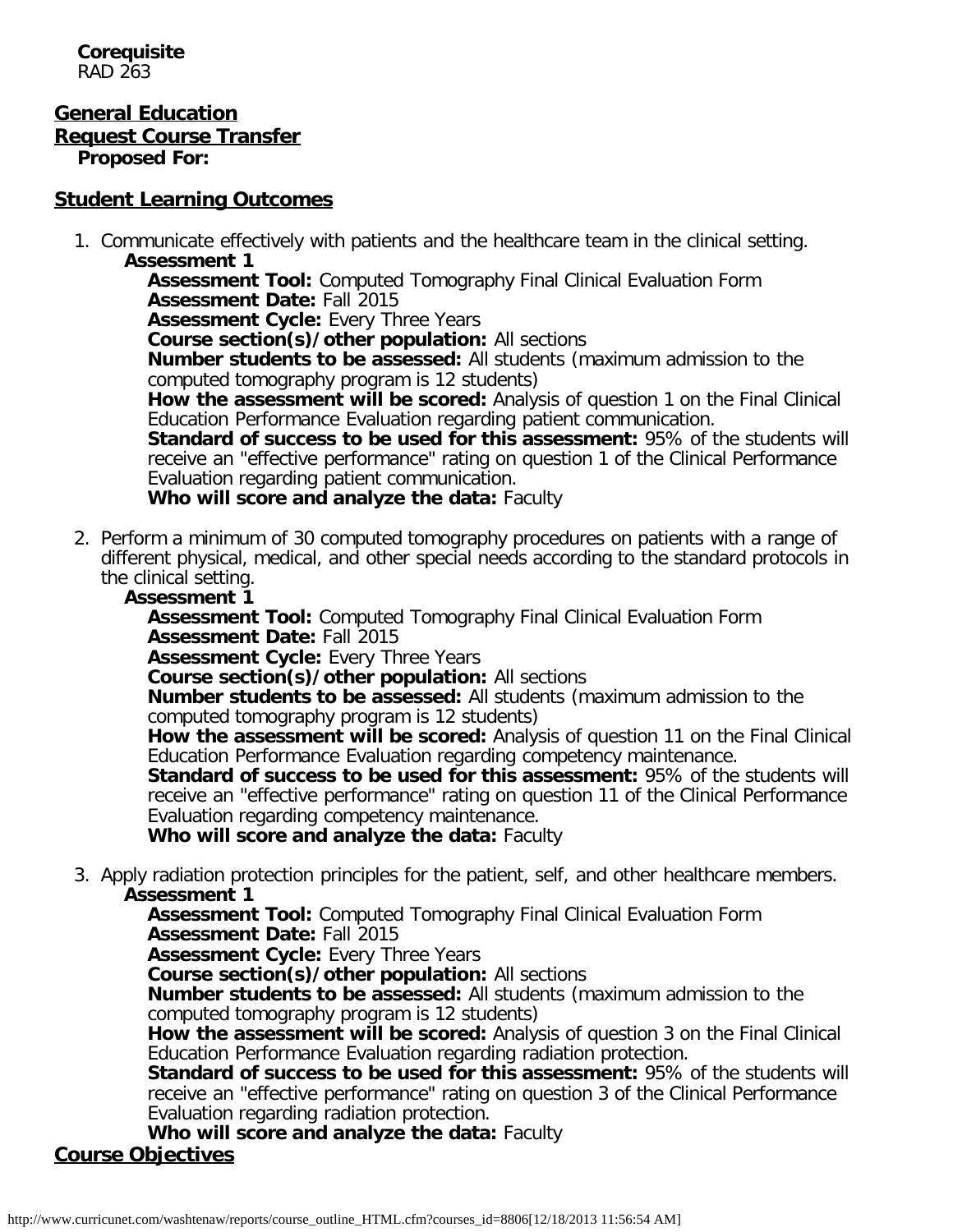**Corequisite**
RAD 263

## General Education

## Request Course Transfer

**Proposed For:**

## Student Learning Outcomes

1. Communicate effectively with patients and the healthcare team in the clinical setting.
   **Assessment 1**
   **Assessment Tool:** Computed Tomography Final Clinical Evaluation Form
   **Assessment Date:** Fall 2015
   **Assessment Cycle:** Every Three Years
   **Course section(s)/other population:** All sections
   **Number students to be assessed:** All students (maximum admission to the computed tomography program is 12 students)
   **How the assessment will be scored:** Analysis of question 1 on the Final Clinical Education Performance Evaluation regarding patient communication.
   **Standard of success to be used for this assessment:** 95% of the students will receive an "effective performance" rating on question 1 of the Clinical Performance Evaluation regarding patient communication.
   **Who will score and analyze the data:** Faculty

2. Perform a minimum of 30 computed tomography procedures on patients with a range of different physical, medical, and other special needs according to the standard protocols in the clinical setting.
   **Assessment 1**
   **Assessment Tool:** Computed Tomography Final Clinical Evaluation Form
   **Assessment Date:** Fall 2015
   **Assessment Cycle:** Every Three Years
   **Course section(s)/other population:** All sections
   **Number students to be assessed:** All students (maximum admission to the computed tomography program is 12 students)
   **How the assessment will be scored:** Analysis of question 11 on the Final Clinical Education Performance Evaluation regarding competency maintenance.
   **Standard of success to be used for this assessment:** 95% of the students will receive an "effective performance" rating on question 11 of the Clinical Performance Evaluation regarding competency maintenance.
   **Who will score and analyze the data:** Faculty

3. Apply radiation protection principles for the patient, self, and other healthcare members.
   **Assessment 1**
   **Assessment Tool:** Computed Tomography Final Clinical Evaluation Form
   **Assessment Date:** Fall 2015
   **Assessment Cycle:** Every Three Years
   **Course section(s)/other population:** All sections
   **Number students to be assessed:** All students (maximum admission to the computed tomography program is 12 students)
   **How the assessment will be scored:** Analysis of question 3 on the Final Clinical Education Performance Evaluation regarding radiation protection.
   **Standard of success to be used for this assessment:** 95% of the students will receive an "effective performance" rating on question 3 of the Clinical Performance Evaluation regarding radiation protection.
   **Who will score and analyze the data:** Faculty

## Course Objectives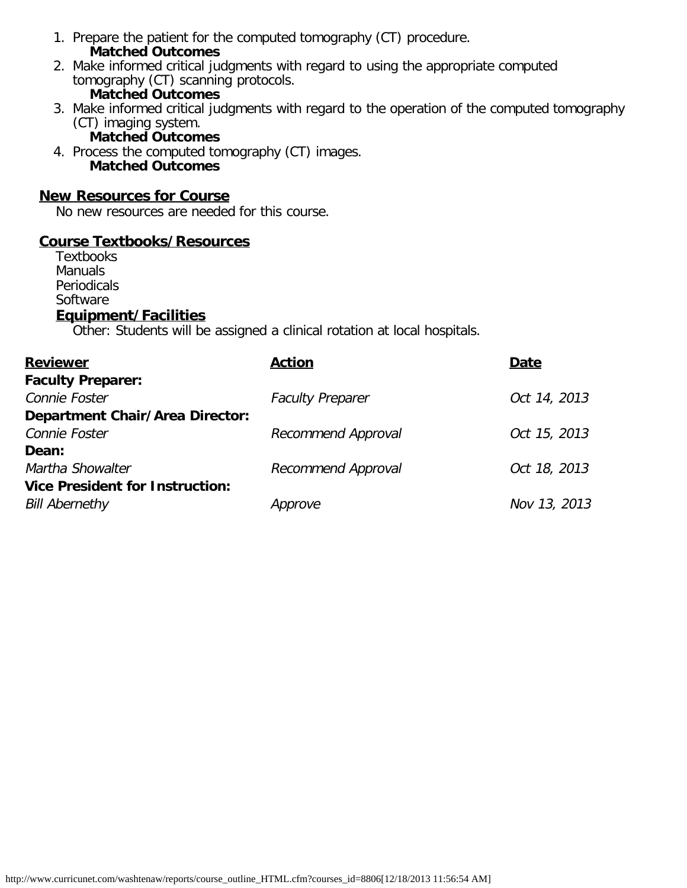1. Prepare the patient for the computed tomography (CT) procedure.
   **Matched Outcomes**
2. Make informed critical judgments with regard to using the appropriate computed tomography (CT) scanning protocols.
   **Matched Outcomes**
3. Make informed critical judgments with regard to the operation of the computed tomography (CT) imaging system.
   **Matched Outcomes**
4. Process the computed tomography (CT) images.
   **Matched Outcomes**

## New Resources for Course

No new resources are needed for this course.

## Course Textbooks/Resources

Textbooks
Manuals
Periodicals
Software

### Equipment/Facilities

Other: Students will be assigned a clinical rotation at local hospitals.

| Reviewer | Action | Date |
| --- | --- | --- |
| **Faculty Preparer:** | | |
| *Connie Foster* | *Faculty Preparer* | *Oct 14, 2013* |
| **Department Chair/Area Director:** | | |
| *Connie Foster* | *Recommend Approval* | *Oct 15, 2013* |
| **Dean:** | | |
| *Martha Showalter* | *Recommend Approval* | *Oct 18, 2013* |
| **Vice President for Instruction:** | | |
| *Bill Abernethy* | *Approve* | *Nov 13, 2013* |